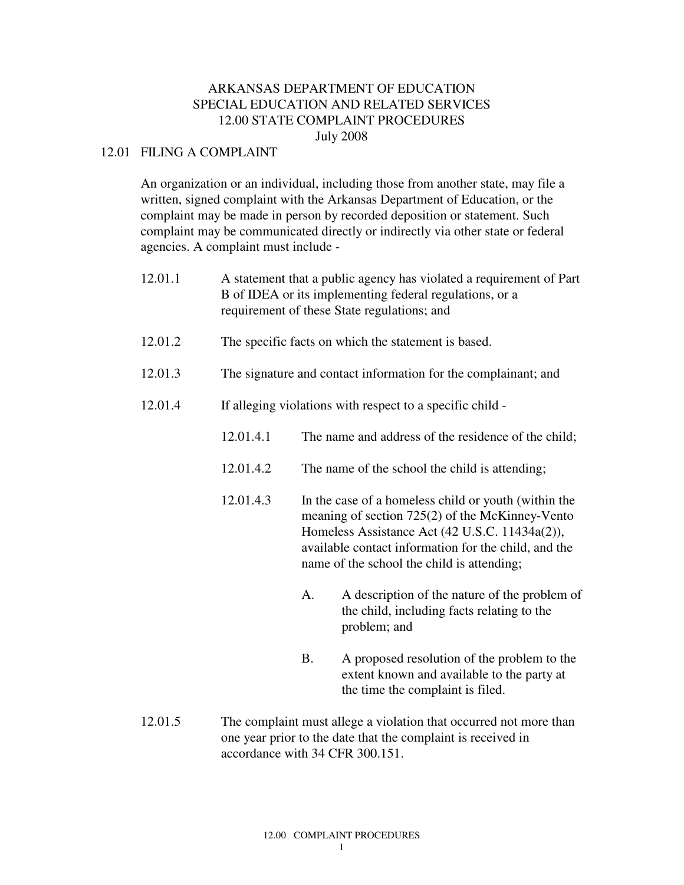# ARKANSAS DEPARTMENT OF EDUCATION
# SPECIAL EDUCATION AND RELATED SERVICES
# 12.00 STATE COMPLAINT PROCEDURES
July 2008

## 12.01 FILING A COMPLAINT

An organization or an individual, including those from another state, may file a written, signed complaint with the Arkansas Department of Education, or the complaint may be made in person by recorded deposition or statement. Such complaint may be communicated directly or indirectly via other state or federal agencies. A complaint must include -

12.01.1 A statement that a public agency has violated a requirement of Part B of IDEA or its implementing federal regulations, or a requirement of these State regulations; and

12.01.2 The specific facts on which the statement is based.

12.01.3 The signature and contact information for the complainant; and

12.01.4 If alleging violations with respect to a specific child -

- 12.01.4.1 The name and address of the residence of the child;

- 12.01.4.2 The name of the school the child is attending;

- 12.01.4.3 In the case of a homeless child or youth (within the meaning of section 725(2) of the McKinney-Vento Homeless Assistance Act (42 U.S.C. 11434a(2)), available contact information for the child, and the name of the school the child is attending;

  - A. A description of the nature of the problem of the child, including facts relating to the problem; and

  - B. A proposed resolution of the problem to the extent known and available to the party at the time the complaint is filed.

12.01.5 The complaint must allege a violation that occurred not more than one year prior to the date that the complaint is received in accordance with 34 CFR 300.151.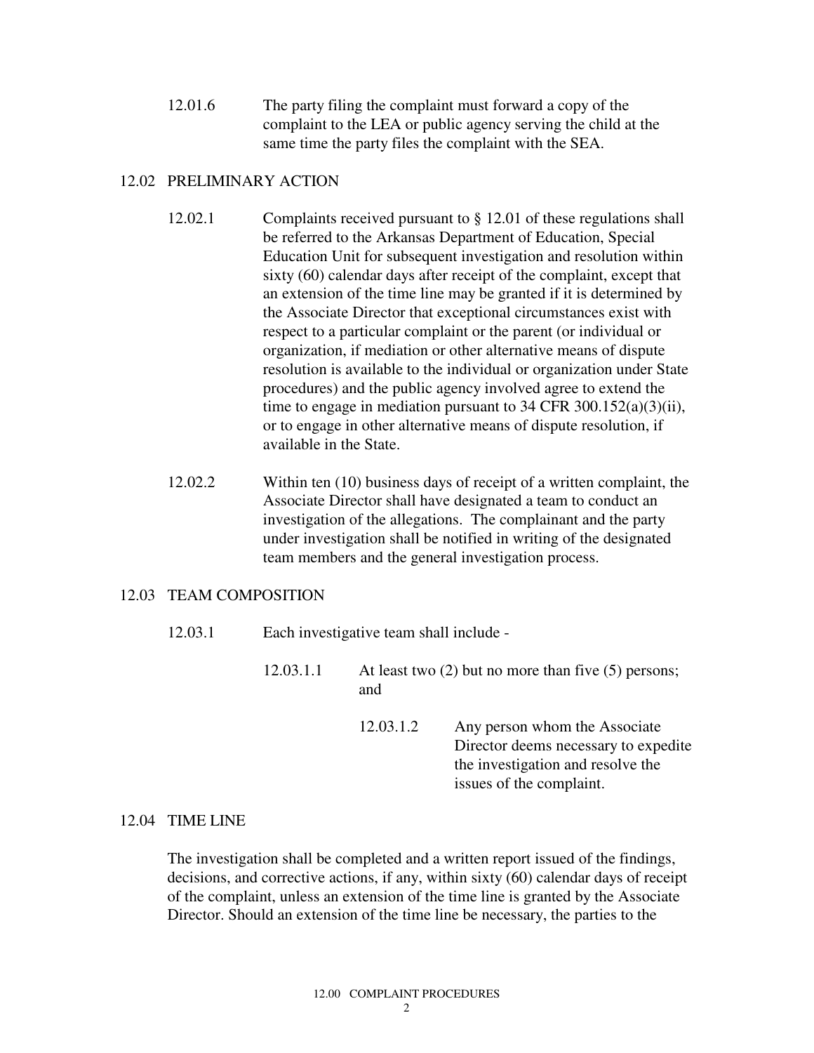12.01.6 The party filing the complaint must forward a copy of the complaint to the LEA or public agency serving the child at the same time the party files the complaint with the SEA.

## 12.02 PRELIMINARY ACTION

12.02.1 Complaints received pursuant to § 12.01 of these regulations shall be referred to the Arkansas Department of Education, Special Education Unit for subsequent investigation and resolution within sixty (60) calendar days after receipt of the complaint, except that an extension of the time line may be granted if it is determined by the Associate Director that exceptional circumstances exist with respect to a particular complaint or the parent (or individual or organization, if mediation or other alternative means of dispute resolution is available to the individual or organization under State procedures) and the public agency involved agree to extend the time to engage in mediation pursuant to 34 CFR 300.152(a)(3)(ii), or to engage in other alternative means of dispute resolution, if available in the State.

12.02.2 Within ten (10) business days of receipt of a written complaint, the Associate Director shall have designated a team to conduct an investigation of the allegations. The complainant and the party under investigation shall be notified in writing of the designated team members and the general investigation process.

## 12.03 TEAM COMPOSITION

12.03.1 Each investigative team shall include -

12.03.1.1 At least two (2) but no more than five (5) persons; and

12.03.1.2 Any person whom the Associate Director deems necessary to expedite the investigation and resolve the issues of the complaint.

## 12.04 TIME LINE

The investigation shall be completed and a written report issued of the findings, decisions, and corrective actions, if any, within sixty (60) calendar days of receipt of the complaint, unless an extension of the time line is granted by the Associate Director. Should an extension of the time line be necessary, the parties to the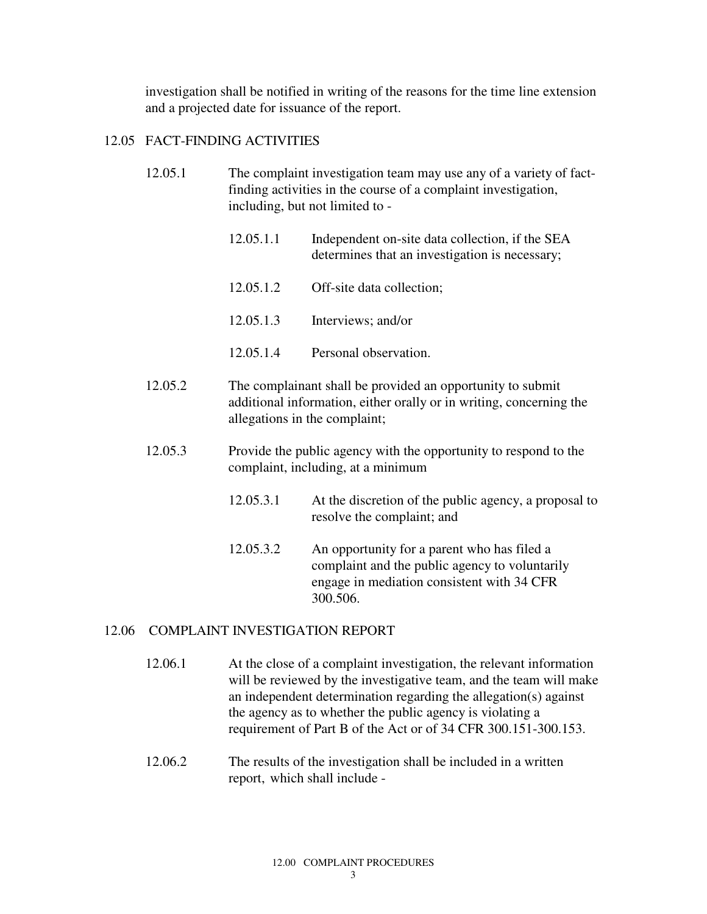investigation shall be notified in writing of the reasons for the time line extension and a projected date for issuance of the report.

## 12.05 FACT-FINDING ACTIVITIES

12.05.1 The complaint investigation team may use any of a variety of fact-finding activities in the course of a complaint investigation, including, but not limited to -

- 12.05.1.1 Independent on-site data collection, if the SEA determines that an investigation is necessary;
- 12.05.1.2 Off-site data collection;
- 12.05.1.3 Interviews; and/or
- 12.05.1.4 Personal observation.

12.05.2 The complainant shall be provided an opportunity to submit additional information, either orally or in writing, concerning the allegations in the complaint;

12.05.3 Provide the public agency with the opportunity to respond to the complaint, including, at a minimum

- 12.05.3.1 At the discretion of the public agency, a proposal to resolve the complaint; and
- 12.05.3.2 An opportunity for a parent who has filed a complaint and the public agency to voluntarily engage in mediation consistent with 34 CFR 300.506.

## 12.06 COMPLAINT INVESTIGATION REPORT

12.06.1 At the close of a complaint investigation, the relevant information will be reviewed by the investigative team, and the team will make an independent determination regarding the allegation(s) against the agency as to whether the public agency is violating a requirement of Part B of the Act or of 34 CFR 300.151-300.153.

12.06.2 The results of the investigation shall be included in a written report, which shall include -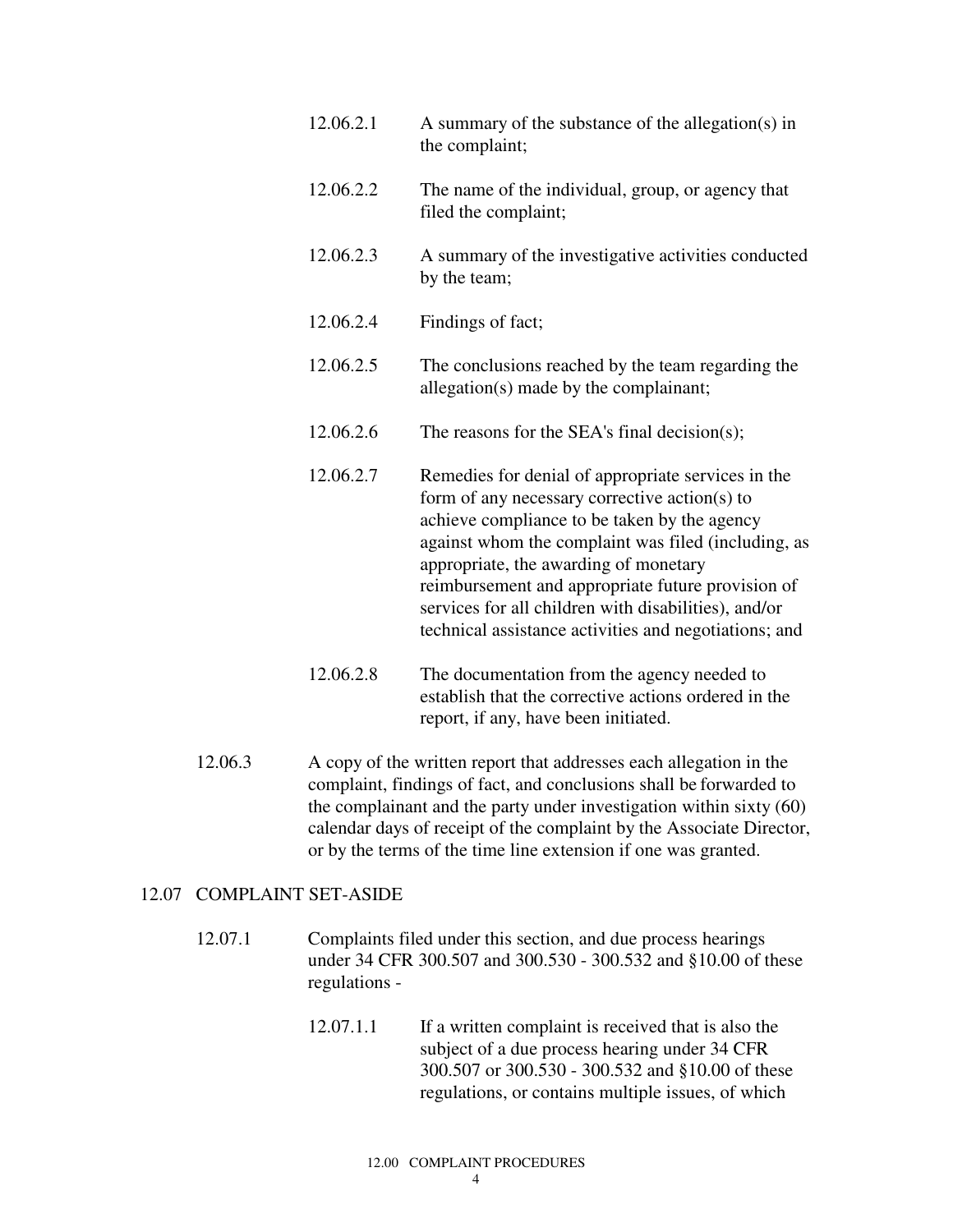12.06.2.1 A summary of the substance of the allegation(s) in the complaint;

12.06.2.2 The name of the individual, group, or agency that filed the complaint;

12.06.2.3 A summary of the investigative activities conducted by the team;

12.06.2.4 Findings of fact;

12.06.2.5 The conclusions reached by the team regarding the allegation(s) made by the complainant;

12.06.2.6 The reasons for the SEA's final decision(s);

12.06.2.7 Remedies for denial of appropriate services in the form of any necessary corrective action(s) to achieve compliance to be taken by the agency against whom the complaint was filed (including, as appropriate, the awarding of monetary reimbursement and appropriate future provision of services for all children with disabilities), and/or technical assistance activities and negotiations; and

12.06.2.8 The documentation from the agency needed to establish that the corrective actions ordered in the report, if any, have been initiated.

12.06.3 A copy of the written report that addresses each allegation in the complaint, findings of fact, and conclusions shall be forwarded to the complainant and the party under investigation within sixty (60) calendar days of receipt of the complaint by the Associate Director, or by the terms of the time line extension if one was granted.

## 12.07 COMPLAINT SET-ASIDE

12.07.1 Complaints filed under this section, and due process hearings under 34 CFR 300.507 and 300.530 - 300.532 and §10.00 of these regulations -

12.07.1.1 If a written complaint is received that is also the subject of a due process hearing under 34 CFR 300.507 or 300.530 - 300.532 and §10.00 of these regulations, or contains multiple issues, of which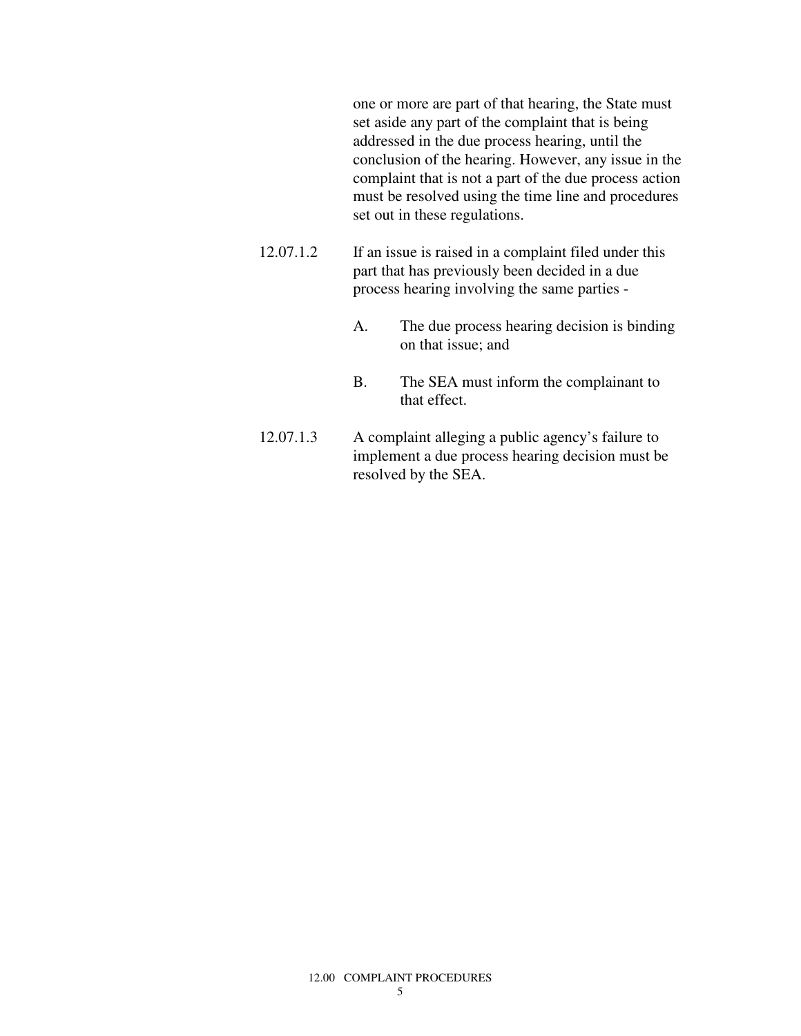one or more are part of that hearing, the State must set aside any part of the complaint that is being addressed in the due process hearing, until the conclusion of the hearing. However, any issue in the complaint that is not a part of the due process action must be resolved using the time line and procedures set out in these regulations.

12.07.1.2 If an issue is raised in a complaint filed under this part that has previously been decided in a due process hearing involving the same parties -

A. The due process hearing decision is binding on that issue; and

B. The SEA must inform the complainant to that effect.

12.07.1.3 A complaint alleging a public agency's failure to implement a due process hearing decision must be resolved by the SEA.